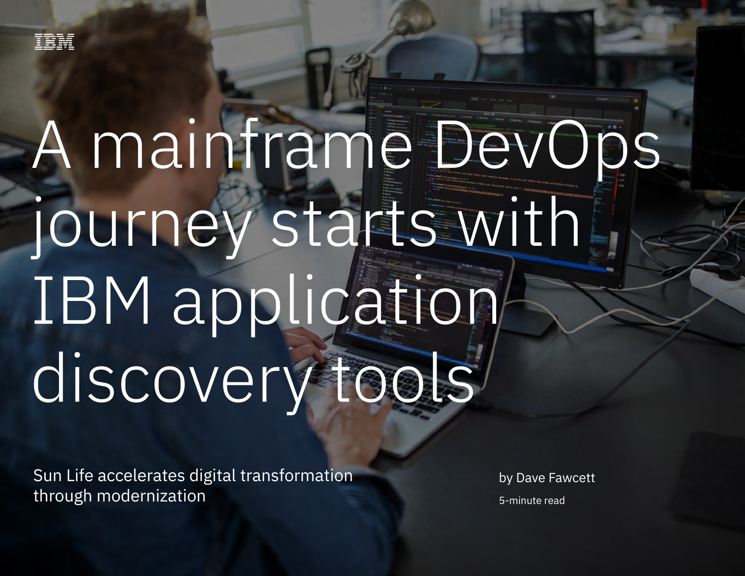IBM

# A mainframe DevOps journey starts with IBM application discovery tools

Sun Life accelerates digital transformation through modernization

by Dave Fawcett

5-minute read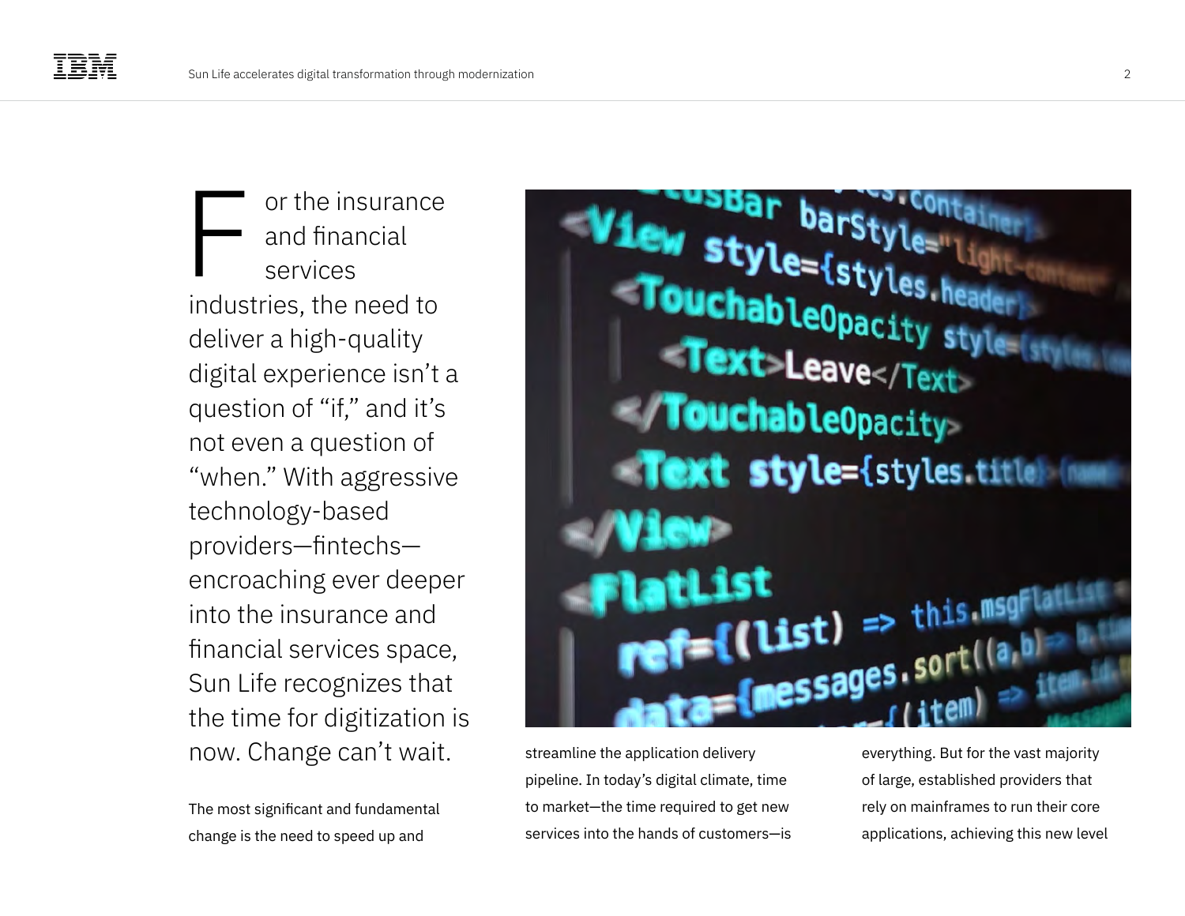For the insurance and financial services industries, the need to deliver a high-quality digital experience isn't a question of "if," and it's not even a question of "when." With aggressive technology-based providers—fintechs—encroaching ever deeper into the insurance and financial services space, Sun Life recognizes that the time for digitization is now. Change can't wait.

The most significant and fundamental change is the need to speed up and streamline the application delivery pipeline. In today's digital climate, time to market—the time required to get new services into the hands of customers—is everything. But for the vast majority of large, established providers that rely on mainframes to run their core applications, achieving this new level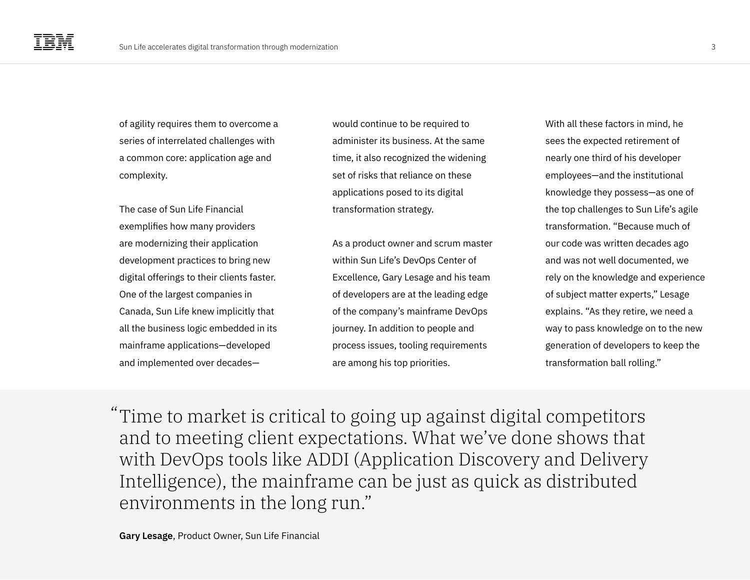of agility requires them to overcome a series of interrelated challenges with a common core: application age and complexity.

The case of Sun Life Financial exemplifies how many providers are modernizing their application development practices to bring new digital offerings to their clients faster. One of the largest companies in Canada, Sun Life knew implicitly that all the business logic embedded in its mainframe applications—developed and implemented over decades—would continue to be required to administer its business. At the same time, it also recognized the widening set of risks that reliance on these applications posed to its digital transformation strategy.

As a product owner and scrum master within Sun Life's DevOps Center of Excellence, Gary Lesage and his team of developers are at the leading edge of the company's mainframe DevOps journey. In addition to people and process issues, tooling requirements are among his top priorities.

With all these factors in mind, he sees the expected retirement of nearly one third of his developer employees—and the institutional knowledge they possess—as one of the top challenges to Sun Life's agile transformation. "Because much of our code was written decades ago and was not well documented, we rely on the knowledge and experience of subject matter experts," Lesage explains. "As they retire, we need a way to pass knowledge on to the new generation of developers to keep the transformation ball rolling."

> "Time to market is critical to going up against digital competitors and to meeting client expectations. What we've done shows that with DevOps tools like ADDI (Application Discovery and Delivery Intelligence), the mainframe can be just as quick as distributed environments in the long run."
>
> **Gary Lesage**, Product Owner, Sun Life Financial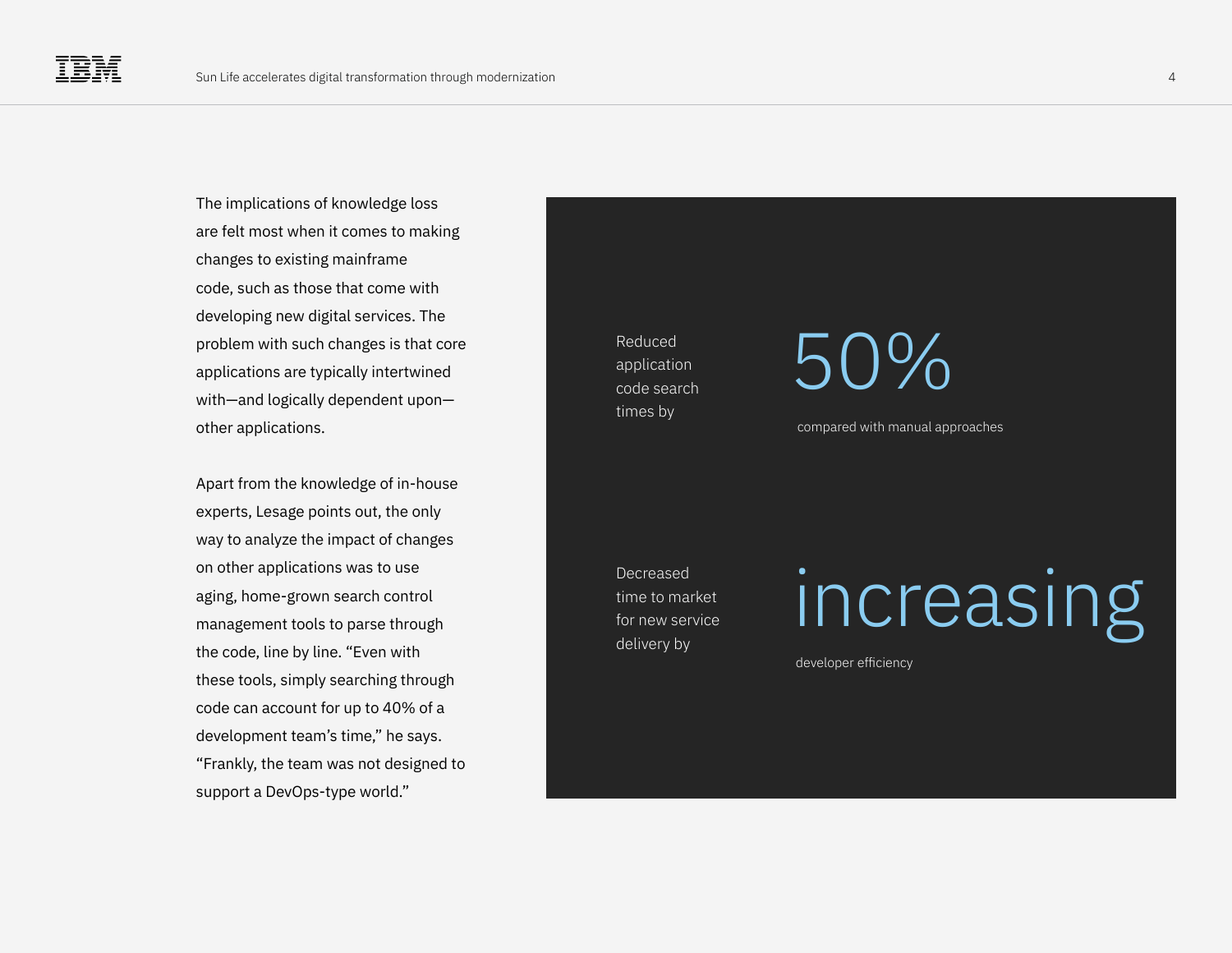The implications of knowledge loss are felt most when it comes to making changes to existing mainframe code, such as those that come with developing new digital services. The problem with such changes is that core applications are typically intertwined with—and logically dependent upon—other applications.

Apart from the knowledge of in-house experts, Lesage points out, the only way to analyze the impact of changes on other applications was to use aging, home-grown search control management tools to parse through the code, line by line. "Even with these tools, simply searching through code can account for up to 40% of a development team's time," he says. "Frankly, the team was not designed to support a DevOps-type world."

Reduced application code search times by

**50%**

compared with manual approaches

Decreased time to market for new service delivery by

**increasing**

developer efficiency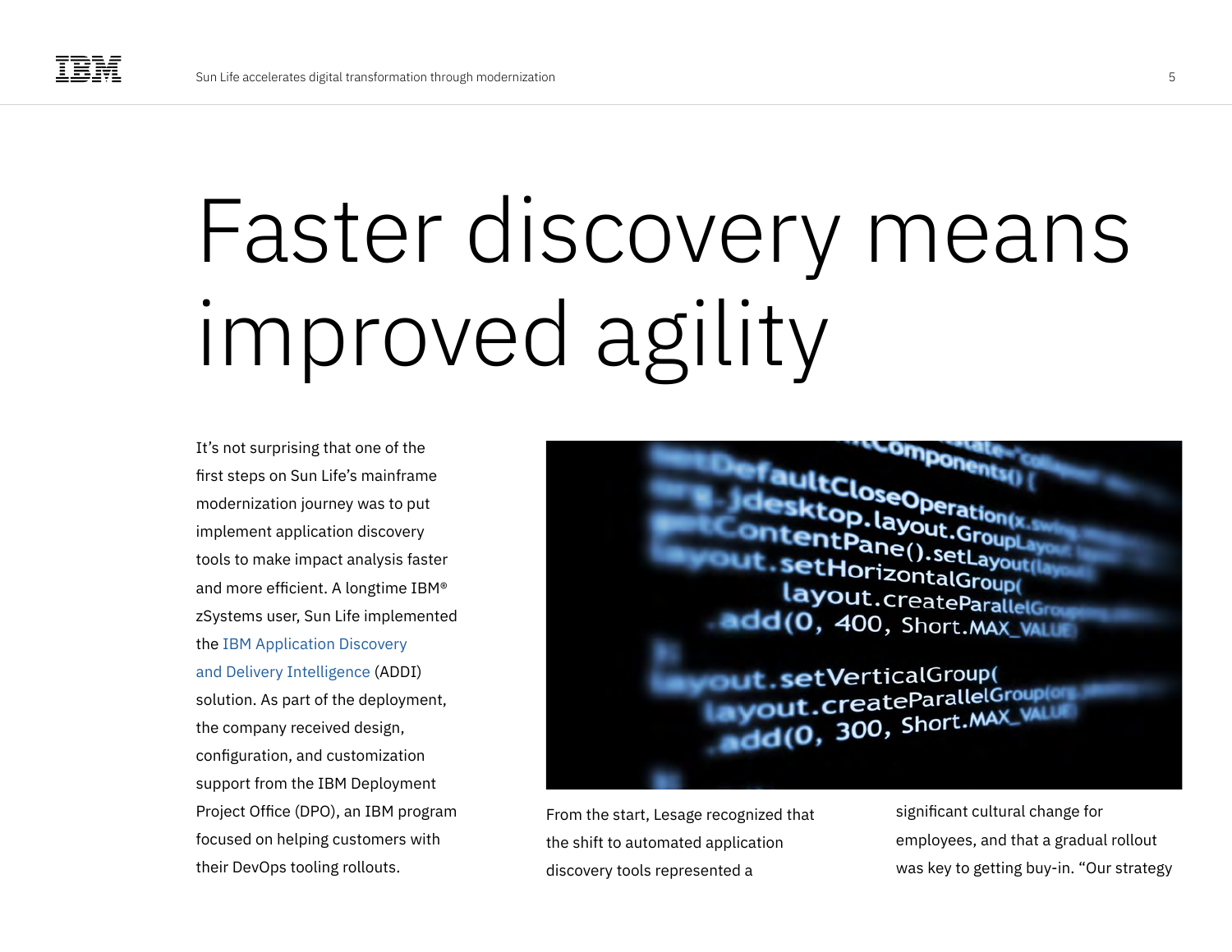# Faster discovery means improved agility

It's not surprising that one of the first steps on Sun Life's mainframe modernization journey was to put implement application discovery tools to make impact analysis faster and more efficient. A longtime IBM® zSystems user, Sun Life implemented the IBM Application Discovery and Delivery Intelligence (ADDI) solution. As part of the deployment, the company received design, configuration, and customization support from the IBM Deployment Project Office (DPO), an IBM program focused on helping customers with their DevOps tooling rollouts.

From the start, Lesage recognized that the shift to automated application discovery tools represented a significant cultural change for employees, and that a gradual rollout was key to getting buy-in. "Our strategy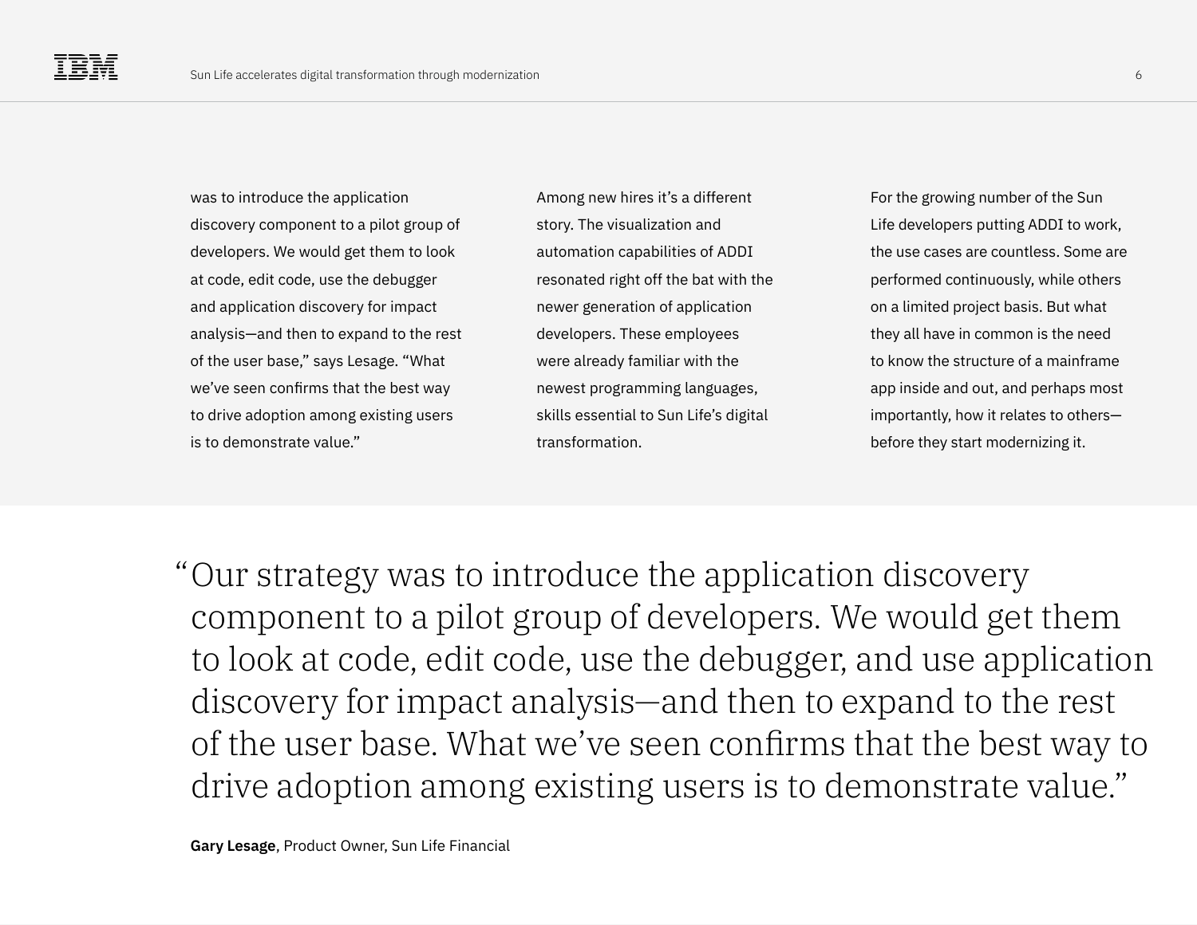was to introduce the application discovery component to a pilot group of developers. We would get them to look at code, edit code, use the debugger and application discovery for impact analysis—and then to expand to the rest of the user base," says Lesage. "What we've seen confirms that the best way to drive adoption among existing users is to demonstrate value."

Among new hires it's a different story. The visualization and automation capabilities of ADDI resonated right off the bat with the newer generation of application developers. These employees were already familiar with the newest programming languages, skills essential to Sun Life's digital transformation.

For the growing number of the Sun Life developers putting ADDI to work, the use cases are countless. Some are performed continuously, while others on a limited project basis. But what they all have in common is the need to know the structure of a mainframe app inside and out, and perhaps most importantly, how it relates to others—before they start modernizing it.

> "Our strategy was to introduce the application discovery component to a pilot group of developers. We would get them to look at code, edit code, use the debugger, and use application discovery for impact analysis—and then to expand to the rest of the user base. What we've seen confirms that the best way to drive adoption among existing users is to demonstrate value."

**Gary Lesage**, Product Owner, Sun Life Financial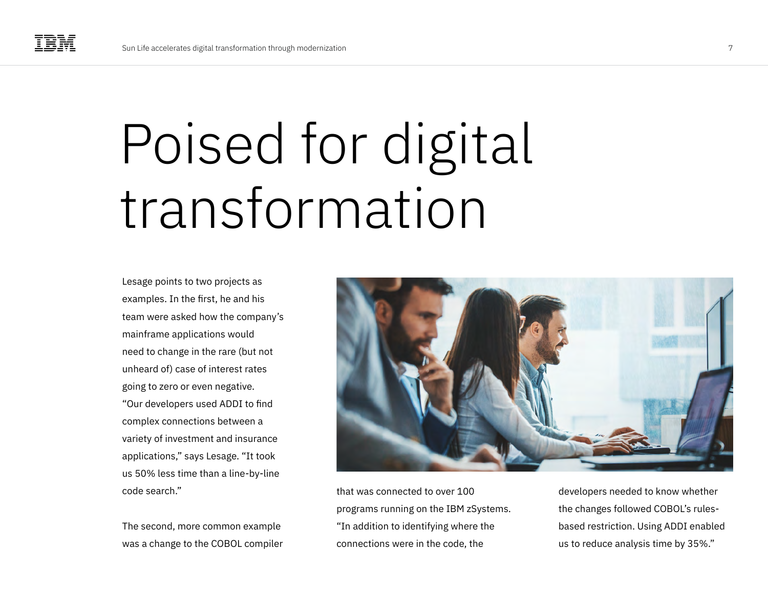# Poised for digital transformation

Lesage points to two projects as examples. In the first, he and his team were asked how the company's mainframe applications would need to change in the rare (but not unheard of) case of interest rates going to zero or even negative. "Our developers used ADDI to find complex connections between a variety of investment and insurance applications," says Lesage. "It took us 50% less time than a line-by-line code search."

The second, more common example was a change to the COBOL compiler that was connected to over 100 programs running on the IBM zSystems. "In addition to identifying where the connections were in the code, the developers needed to know whether the changes followed COBOL's rules-based restriction. Using ADDI enabled us to reduce analysis time by 35%."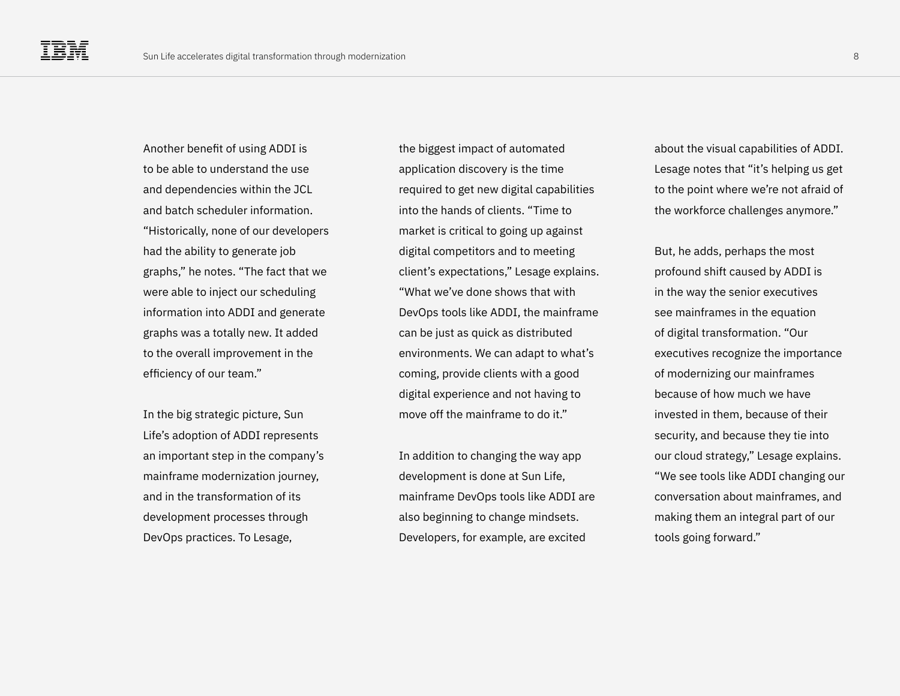Another benefit of using ADDI is to be able to understand the use and dependencies within the JCL and batch scheduler information. “Historically, none of our developers had the ability to generate job graphs,” he notes. “The fact that we were able to inject our scheduling information into ADDI and generate graphs was a totally new. It added to the overall improvement in the efficiency of our team.”

In the big strategic picture, Sun Life’s adoption of ADDI represents an important step in the company’s mainframe modernization journey, and in the transformation of its development processes through DevOps practices. To Lesage, the biggest impact of automated application discovery is the time required to get new digital capabilities into the hands of clients. “Time to market is critical to going up against digital competitors and to meeting client’s expectations,” Lesage explains. “What we’ve done shows that with DevOps tools like ADDI, the mainframe can be just as quick as distributed environments. We can adapt to what’s coming, provide clients with a good digital experience and not having to move off the mainframe to do it.”

In addition to changing the way app development is done at Sun Life, mainframe DevOps tools like ADDI are also beginning to change mindsets. Developers, for example, are excited about the visual capabilities of ADDI. Lesage notes that “it’s helping us get to the point where we’re not afraid of the workforce challenges anymore.”

But, he adds, perhaps the most profound shift caused by ADDI is in the way the senior executives see mainframes in the equation of digital transformation. “Our executives recognize the importance of modernizing our mainframes because of how much we have invested in them, because of their security, and because they tie into our cloud strategy,” Lesage explains. “We see tools like ADDI changing our conversation about mainframes, and making them an integral part of our tools going forward.”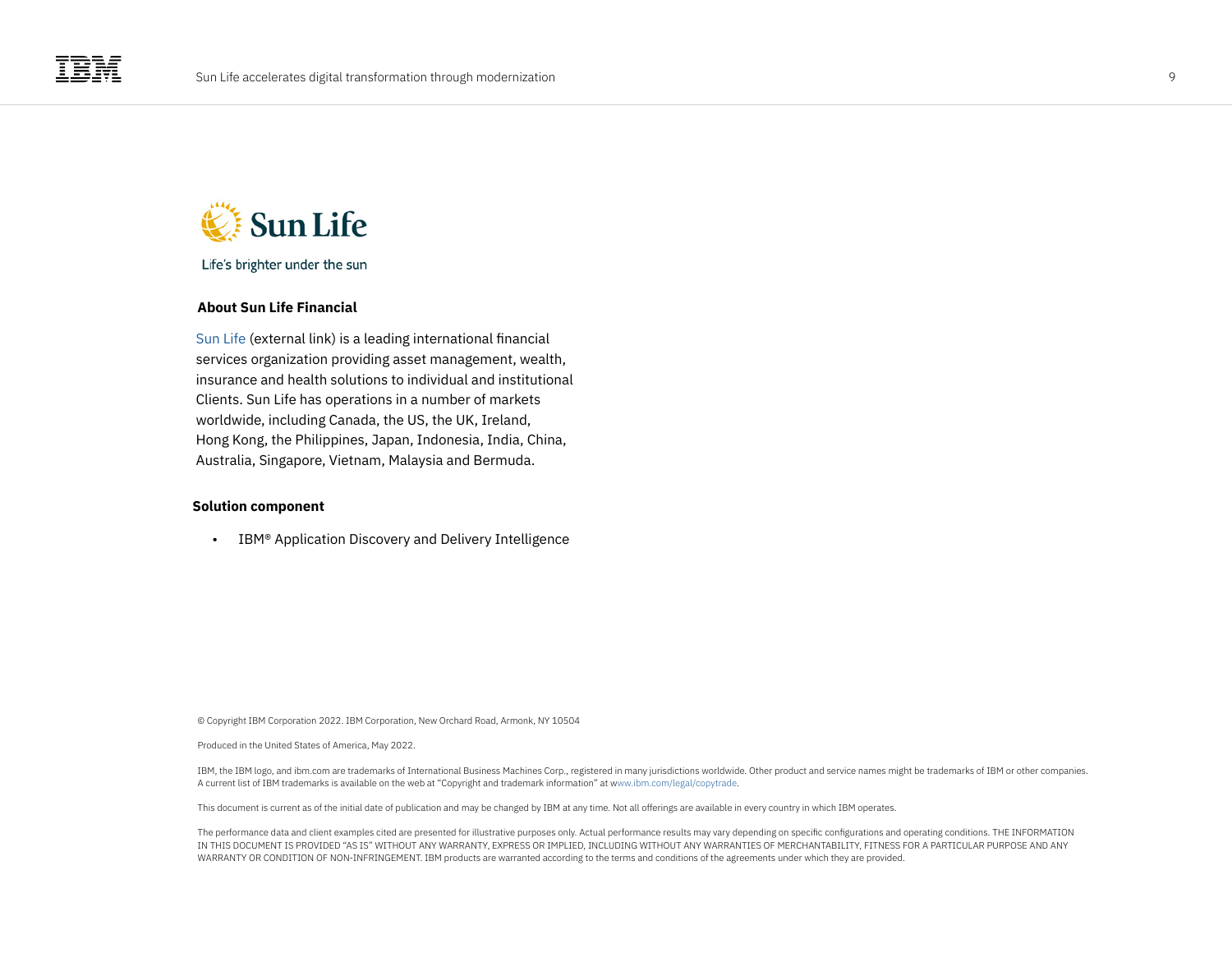Life's brighter under the sun

**About Sun Life Financial**

Sun Life (external link) is a leading international financial services organization providing asset management, wealth, insurance and health solutions to individual and institutional Clients. Sun Life has operations in a number of markets worldwide, including Canada, the US, the UK, Ireland, Hong Kong, the Philippines, Japan, Indonesia, India, China, Australia, Singapore, Vietnam, Malaysia and Bermuda.

**Solution component**

- IBM® Application Discovery and Delivery Intelligence

© Copyright IBM Corporation 2022. IBM Corporation, New Orchard Road, Armonk, NY 10504

Produced in the United States of America, May 2022.

IBM, the IBM logo, and ibm.com are trademarks of International Business Machines Corp., registered in many jurisdictions worldwide. Other product and service names might be trademarks of IBM or other companies. A current list of IBM trademarks is available on the web at "Copyright and trademark information" at www.ibm.com/legal/copytrade.

This document is current as of the initial date of publication and may be changed by IBM at any time. Not all offerings are available in every country in which IBM operates.

The performance data and client examples cited are presented for illustrative purposes only. Actual performance results may vary depending on specific configurations and operating conditions. THE INFORMATION IN THIS DOCUMENT IS PROVIDED "AS IS" WITHOUT ANY WARRANTY, EXPRESS OR IMPLIED, INCLUDING WITHOUT ANY WARRANTIES OF MERCHANTABILITY, FITNESS FOR A PARTICULAR PURPOSE AND ANY WARRANTY OR CONDITION OF NON-INFRINGEMENT. IBM products are warranted according to the terms and conditions of the agreements under which they are provided.